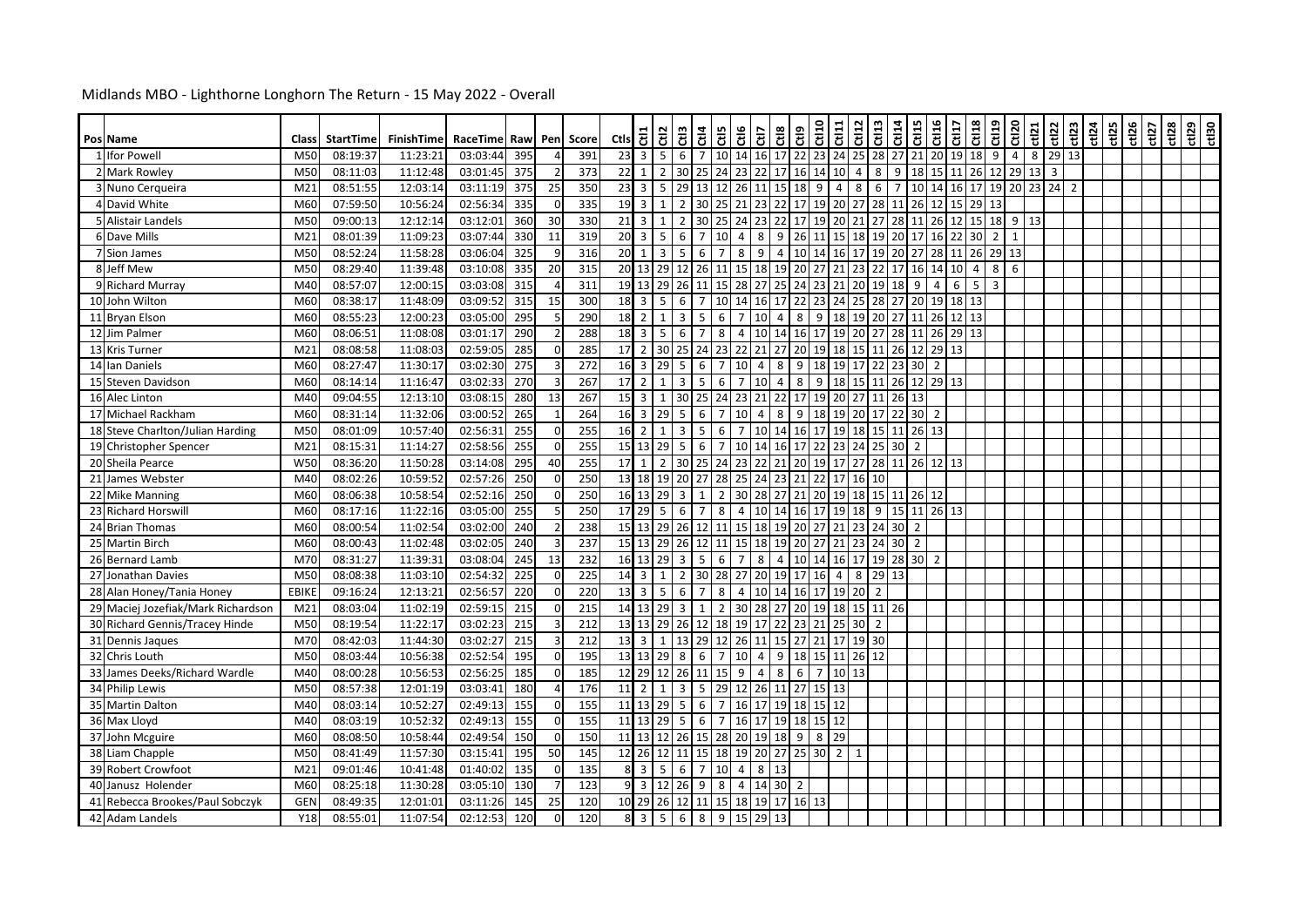# Midlands MBO - Lighthorne Longhorn The Return - 15 May 2022 - Overall

| Pos | Name | Class | StartTime | FinishTime | RaceTime | Raw | Pen | Score | Ctls | Ctl1 | Ctl2 | Ctl3 | Ctl4 | Ctl5 | Ctl6 | Ctl7 | Ctl8 | Ctl9 | Ctl10 | Ctl11 | Ctl12 | Ctl13 | Ctl14 | Ctl15 | Ctl16 | Ctl17 | Ctl18 | Ctl19 | Ctl20 | ctl21 | ctl22 | ctl23 | ctl24 | ctl25 | ctl26 | ctl27 | ctl28 | ctl29 | ctl30 |
|---|---|---|---|---|---|---|---|---|---|---|---|---|---|---|---|---|---|---|---|---|---|---|---|---|---|---|---|---|---|---|---|---|---|---|---|---|---|---|---|
| 1 | Ifor Powell | M50 | 08:19:37 | 11:23:21 | 03:03:44 | 395 | 4 | 391 | 23 | 3 | 5 | 6 | 7 | 10 | 14 | 16 | 17 | 22 | 23 | 24 | 25 | 28 | 27 | 21 | 20 | 19 | 18 | 9 | 4 | 8 | 29 | 13 | | | | | | | |
| 2 | Mark Rowley | M50 | 08:11:03 | 11:12:48 | 03:01:45 | 375 | 2 | 373 | 22 | 1 | 2 | 30 | 25 | 24 | 23 | 22 | 17 | 16 | 14 | 10 | 4 | 8 | 9 | 18 | 15 | 11 | 26 | 12 | 29 | 13 | 3 | | | | | | | | |
| 3 | Nuno Cerqueira | M21 | 08:51:55 | 12:03:14 | 03:11:19 | 375 | 25 | 350 | 23 | 3 | 5 | 29 | 13 | 12 | 26 | 11 | 15 | 18 | 9 | 4 | 8 | 6 | 7 | 10 | 14 | 16 | 17 | 19 | 20 | 23 | 24 | 2 | | | | | | | |
| 4 | David White | M60 | 07:59:50 | 10:56:24 | 02:56:34 | 335 | 0 | 335 | 19 | 3 | 1 | 2 | 30 | 25 | 21 | 23 | 22 | 17 | 19 | 20 | 27 | 28 | 11 | 26 | 12 | 15 | 29 | 13 | | | | | | | | | | | |
| 5 | Alistair Landels | M50 | 09:00:13 | 12:12:14 | 03:12:01 | 360 | 30 | 330 | 21 | 3 | 1 | 2 | 30 | 25 | 24 | 23 | 22 | 17 | 19 | 20 | 21 | 27 | 28 | 11 | 26 | 12 | 15 | 18 | 9 | 13 | | | | | | | | | |
| 6 | Dave Mills | M21 | 08:01:39 | 11:09:23 | 03:07:44 | 330 | 11 | 319 | 20 | 3 | 5 | 6 | 7 | 10 | 4 | 8 | 9 | 26 | 11 | 15 | 18 | 19 | 20 | 17 | 16 | 22 | 30 | 2 | 1 | | | | | | | | | | |
| 7 | Sion James | M50 | 08:52:24 | 11:58:28 | 03:06:04 | 325 | 9 | 316 | 20 | 1 | 3 | 5 | 6 | 7 | 8 | 9 | 4 | 10 | 14 | 16 | 17 | 19 | 20 | 27 | 28 | 11 | 26 | 29 | 13 | | | | | | | | | | |
| 8 | Jeff Mew | M50 | 08:29:40 | 11:39:48 | 03:10:08 | 335 | 20 | 315 | 20 | 13 | 29 | 12 | 26 | 11 | 15 | 18 | 19 | 20 | 27 | 21 | 23 | 22 | 17 | 16 | 14 | 10 | 4 | 8 | 6 | | | | | | | | | | |
| 9 | Richard Murray | M40 | 08:57:07 | 12:00:15 | 03:03:08 | 315 | 4 | 311 | 19 | 13 | 29 | 26 | 11 | 15 | 28 | 27 | 25 | 24 | 23 | 21 | 20 | 19 | 18 | 9 | 4 | 6 | 5 | 3 | | | | | | | | | | | |
| 10 | John Wilton | M60 | 08:38:17 | 11:48:09 | 03:09:52 | 315 | 15 | 300 | 18 | 3 | 5 | 6 | 7 | 10 | 14 | 16 | 17 | 22 | 23 | 24 | 25 | 28 | 27 | 20 | 19 | 18 | 13 | | | | | | | | | | | | |
| 11 | Bryan Elson | M60 | 08:55:23 | 12:00:23 | 03:05:00 | 295 | 5 | 290 | 18 | 2 | 1 | 3 | 5 | 6 | 7 | 10 | 4 | 8 | 9 | 18 | 19 | 20 | 27 | 11 | 26 | 12 | 13 | | | | | | | | | | | | |
| 12 | Jim Palmer | M60 | 08:06:51 | 11:08:08 | 03:01:17 | 290 | 2 | 288 | 18 | 3 | 5 | 6 | 7 | 8 | 4 | 10 | 14 | 16 | 17 | 19 | 20 | 27 | 28 | 11 | 26 | 29 | 13 | | | | | | | | | | | | |
| 13 | Kris Turner | M21 | 08:08:58 | 11:08:03 | 02:59:05 | 285 | 0 | 285 | 17 | 2 | 30 | 25 | 24 | 23 | 22 | 21 | 27 | 20 | 19 | 18 | 15 | 11 | 26 | 12 | 29 | 13 | | | | | | | | | | | | | |
| 14 | Ian Daniels | M60 | 08:27:47 | 11:30:17 | 03:02:30 | 275 | 3 | 272 | 16 | 3 | 29 | 5 | 6 | 7 | 10 | 4 | 8 | 9 | 18 | 19 | 17 | 22 | 23 | 30 | 2 | | | | | | | | | | | | | | |
| 15 | Steven Davidson | M60 | 08:14:14 | 11:16:47 | 03:02:33 | 270 | 3 | 267 | 17 | 2 | 1 | 3 | 5 | 6 | 7 | 10 | 4 | 8 | 9 | 18 | 15 | 11 | 26 | 12 | 29 | 13 | | | | | | | | | | | | | |
| 16 | Alec Linton | M40 | 09:04:55 | 12:13:10 | 03:08:15 | 280 | 13 | 267 | 15 | 3 | 1 | 30 | 25 | 24 | 23 | 21 | 22 | 17 | 19 | 20 | 27 | 11 | 26 | 13 | | | | | | | | | | | | | | | |
| 17 | Michael Rackham | M60 | 08:31:14 | 11:32:06 | 03:00:52 | 265 | 1 | 264 | 16 | 3 | 29 | 5 | 6 | 7 | 10 | 4 | 8 | 9 | 18 | 19 | 20 | 17 | 22 | 30 | 2 | | | | | | | | | | | | | | |
| 18 | Steve Charlton/Julian Harding | M50 | 08:01:09 | 10:57:40 | 02:56:31 | 255 | 0 | 255 | 16 | 2 | 1 | 3 | 5 | 6 | 7 | 10 | 14 | 16 | 17 | 19 | 18 | 15 | 11 | 26 | 13 | | | | | | | | | | | | | | |
| 19 | Christopher Spencer | M21 | 08:15:31 | 11:14:27 | 02:58:56 | 255 | 0 | 255 | 15 | 13 | 29 | 5 | 6 | 7 | 10 | 14 | 16 | 17 | 22 | 23 | 24 | 25 | 30 | 2 | | | | | | | | | | | | | | | |
| 20 | Sheila Pearce | W50 | 08:36:20 | 11:50:28 | 03:14:08 | 295 | 40 | 255 | 17 | 1 | 2 | 30 | 25 | 24 | 23 | 22 | 21 | 20 | 19 | 17 | 27 | 28 | 11 | 26 | 12 | 13 | | | | | | | | | | | | | |
| 21 | James Webster | M40 | 08:02:26 | 10:59:52 | 02:57:26 | 250 | 0 | 250 | 13 | 18 | 19 | 20 | 27 | 28 | 25 | 24 | 23 | 21 | 22 | 17 | 16 | 10 | | | | | | | | | | | | | | | | | |
| 22 | Mike Manning | M60 | 08:06:38 | 10:58:54 | 02:52:16 | 250 | 0 | 250 | 16 | 13 | 29 | 3 | 1 | 2 | 30 | 28 | 27 | 21 | 20 | 19 | 18 | 15 | 11 | 26 | 12 | | | | | | | | | | | | | | |
| 23 | Richard Horswill | M60 | 08:17:16 | 11:22:16 | 03:05:00 | 255 | 5 | 250 | 17 | 29 | 5 | 6 | 7 | 8 | 4 | 10 | 14 | 16 | 17 | 19 | 18 | 9 | 15 | 11 | 26 | 13 | | | | | | | | | | | | | |
| 24 | Brian Thomas | M60 | 08:00:54 | 11:02:54 | 03:02:00 | 240 | 2 | 238 | 15 | 13 | 29 | 26 | 12 | 11 | 15 | 18 | 19 | 20 | 27 | 21 | 23 | 24 | 30 | 2 | | | | | | | | | | | | | | | |
| 25 | Martin Birch | M60 | 08:00:43 | 11:02:48 | 03:02:05 | 240 | 3 | 237 | 15 | 13 | 29 | 26 | 12 | 11 | 15 | 18 | 19 | 20 | 27 | 21 | 23 | 24 | 30 | 2 | | | | | | | | | | | | | | | |
| 26 | Bernard Lamb | M70 | 08:31:27 | 11:39:31 | 03:08:04 | 245 | 13 | 232 | 16 | 13 | 29 | 3 | 5 | 6 | 7 | 8 | 4 | 10 | 14 | 16 | 17 | 19 | 28 | 30 | 2 | | | | | | | | | | | | | | |
| 27 | Jonathan Davies | M50 | 08:08:38 | 11:03:10 | 02:54:32 | 225 | 0 | 225 | 14 | 3 | 1 | 2 | 30 | 28 | 27 | 20 | 19 | 17 | 16 | 4 | 8 | 29 | 13 | | | | | | | | | | | | | | | | |
| 28 | Alan Honey/Tania Honey | EBIKE | 09:16:24 | 12:13:21 | 02:56:57 | 220 | 0 | 220 | 13 | 3 | 5 | 6 | 7 | 8 | 4 | 10 | 14 | 16 | 17 | 19 | 20 | 2 | | | | | | | | | | | | | | | | | |
| 29 | Maciej Jozefiak/Mark Richardson | M21 | 08:03:04 | 11:02:19 | 02:59:15 | 215 | 0 | 215 | 14 | 13 | 29 | 3 | 1 | 2 | 30 | 28 | 27 | 20 | 19 | 18 | 15 | 11 | 26 | | | | | | | | | | | | | | | | |
| 30 | Richard Gennis/Tracey Hinde | M50 | 08:19:54 | 11:22:17 | 03:02:23 | 215 | 3 | 212 | 13 | 13 | 29 | 26 | 12 | 18 | 19 | 17 | 22 | 23 | 21 | 25 | 30 | 2 | | | | | | | | | | | | | | | | | |
| 31 | Dennis Jaques | M70 | 08:42:03 | 11:44:30 | 03:02:27 | 215 | 3 | 212 | 13 | 3 | 1 | 13 | 29 | 12 | 26 | 11 | 15 | 27 | 21 | 17 | 19 | 30 | | | | | | | | | | | | | | | | | |
| 32 | Chris Louth | M50 | 08:03:44 | 10:56:38 | 02:52:54 | 195 | 0 | 195 | 13 | 13 | 29 | 8 | 6 | 7 | 10 | 4 | 9 | 18 | 15 | 11 | 26 | 12 | | | | | | | | | | | | | | | | | |
| 33 | James Deeks/Richard Wardle | M40 | 08:00:28 | 10:56:53 | 02:56:25 | 185 | 0 | 185 | 12 | 29 | 12 | 26 | 11 | 15 | 9 | 4 | 8 | 6 | 7 | 10 | 13 | | | | | | | | | | | | | | | | | | |
| 34 | Philip Lewis | M50 | 08:57:38 | 12:01:19 | 03:03:41 | 180 | 4 | 176 | 11 | 2 | 1 | 3 | 5 | 29 | 12 | 26 | 11 | 27 | 15 | 13 | | | | | | | | | | | | | | | | | | | |
| 35 | Martin Dalton | M40 | 08:03:14 | 10:52:27 | 02:49:13 | 155 | 0 | 155 | 11 | 13 | 29 | 5 | 6 | 7 | 16 | 17 | 19 | 18 | 15 | 12 | | | | | | | | | | | | | | | | | | | |
| 36 | Max Lloyd | M40 | 08:03:19 | 10:52:32 | 02:49:13 | 155 | 0 | 155 | 11 | 13 | 29 | 5 | 6 | 7 | 16 | 17 | 19 | 18 | 15 | 12 | | | | | | | | | | | | | | | | | | | |
| 37 | John Mcguire | M60 | 08:08:50 | 10:58:44 | 02:49:54 | 150 | 0 | 150 | 11 | 13 | 12 | 26 | 15 | 28 | 20 | 19 | 18 | 9 | 8 | 29 | | | | | | | | | | | | | | | | | | | |
| 38 | Liam Chapple | M50 | 08:41:49 | 11:57:30 | 03:15:41 | 195 | 50 | 145 | 12 | 26 | 12 | 11 | 15 | 18 | 19 | 20 | 27 | 25 | 30 | 2 | 1 | | | | | | | | | | | | | | | | | | |
| 39 | Robert Crowfoot | M21 | 09:01:46 | 10:41:48 | 01:40:02 | 135 | 0 | 135 | 8 | 3 | 5 | 6 | 7 | 10 | 4 | 8 | 13 | | | | | | | | | | | | | | | | | | | | | | |
| 40 | Janusz Holender | M60 | 08:25:18 | 11:30:28 | 03:05:10 | 130 | 7 | 123 | 9 | 3 | 12 | 26 | 9 | 8 | 4 | 14 | 30 | 2 | | | | | | | | | | | | | | | | | | | | | |
| 41 | Rebecca Brookes/Paul Sobczyk | GEN | 08:49:35 | 12:01:01 | 03:11:26 | 145 | 25 | 120 | 10 | 29 | 26 | 12 | 11 | 15 | 18 | 19 | 17 | 16 | 13 | | | | | | | | | | | | | | | | | | | | |
| 42 | Adam Landels | Y18 | 08:55:01 | 11:07:54 | 02:12:53 | 120 | 0 | 120 | 8 | 3 | 5 | 6 | 8 | 9 | 15 | 29 | 13 | | | | | | | | | | | | | | | | | | | | | | |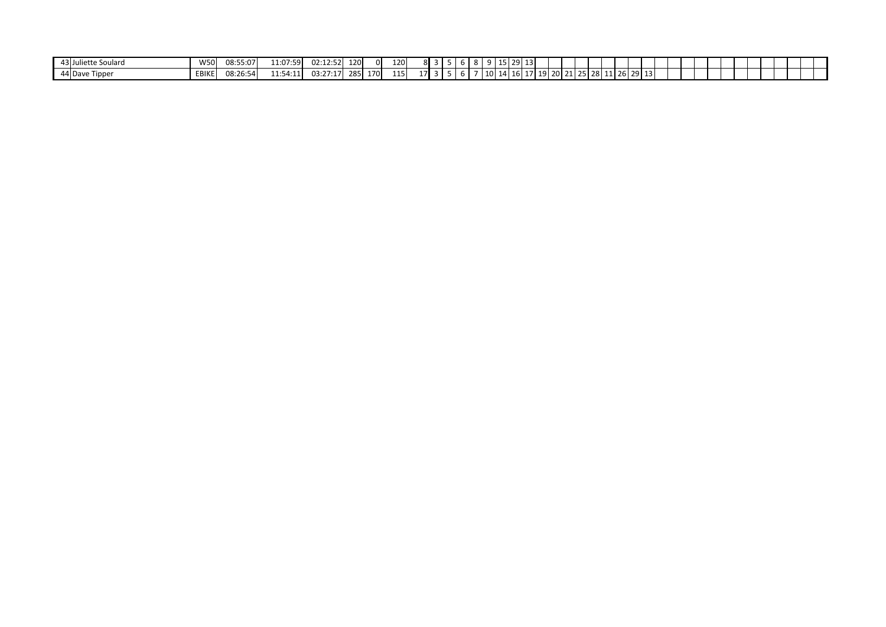| | | | | | | | | | | | | | | | | | | | | | | | | | | | | | | | | | | | | | | | | |
|---|---|---|---|---|---|---|---|---|---|---|---|---|---|---|---|---|---|---|---|---|---|---|---|---|---|---|---|---|---|---|---|---|---|---|---|---|---|---|---|---|
| 43 | Juliette Soulard | W50 | 08:55:07 | 11:07:59 | 02:12:52 | 120 | 0 | 120 | 8 | 3 | 5 | 6 | 8 | 9 | 15 | 29 | 13 | | | | | | | | | | | | | | | | | | | | | | | |
| 44 | Dave Tipper | EBIKE | 08:26:54 | 11:54:11 | 03:27:17 | 285 | 170 | 115 | 17 | 3 | 5 | 6 | 7 | 10 | 14 | 16 | 17 | 19 | 20 | 21 | 25 | 28 | 11 | 26 | 29 | 13 | | | | | | | | | | | | | | |